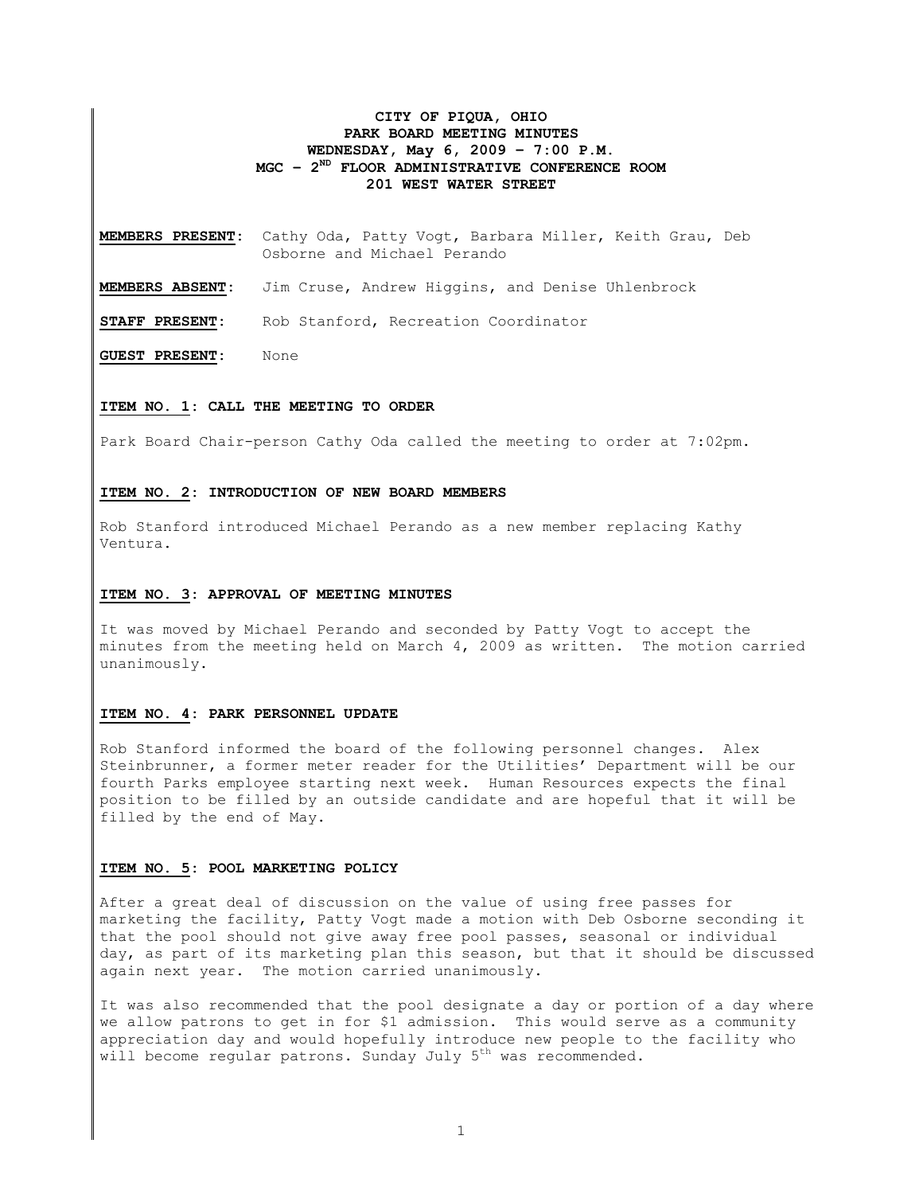# CITY OF PIQUA, OHIO
## PARK BOARD MEETING MINUTES
### WEDNESDAY, May 6, 2009 – 7:00 P.M.
### MGC – 2ND FLOOR ADMINISTRATIVE CONFERENCE ROOM
### 201 WEST WATER STREET

**MEMBERS PRESENT**: Cathy Oda, Patty Vogt, Barbara Miller, Keith Grau, Deb Osborne and Michael Perando

**MEMBERS ABSENT**: Jim Cruse, Andrew Higgins, and Denise Uhlenbrock

**STAFF PRESENT**: Rob Stanford, Recreation Coordinator

**GUEST PRESENT**: None

**ITEM NO. 1: CALL THE MEETING TO ORDER**

Park Board Chair-person Cathy Oda called the meeting to order at 7:02pm.

**ITEM NO. 2: INTRODUCTION OF NEW BOARD MEMBERS**

Rob Stanford introduced Michael Perando as a new member replacing Kathy Ventura.

**ITEM NO. 3: APPROVAL OF MEETING MINUTES**

It was moved by Michael Perando and seconded by Patty Vogt to accept the minutes from the meeting held on March 4, 2009 as written. The motion carried unanimously.

**ITEM NO. 4: PARK PERSONNEL UPDATE**

Rob Stanford informed the board of the following personnel changes. Alex Steinbrunner, a former meter reader for the Utilities' Department will be our fourth Parks employee starting next week. Human Resources expects the final position to be filled by an outside candidate and are hopeful that it will be filled by the end of May.

**ITEM NO. 5: POOL MARKETING POLICY**

After a great deal of discussion on the value of using free passes for marketing the facility, Patty Vogt made a motion with Deb Osborne seconding it that the pool should not give away free pool passes, seasonal or individual day, as part of its marketing plan this season, but that it should be discussed again next year. The motion carried unanimously.

It was also recommended that the pool designate a day or portion of a day where we allow patrons to get in for $1 admission. This would serve as a community appreciation day and would hopefully introduce new people to the facility who will become regular patrons. Sunday July 5th was recommended.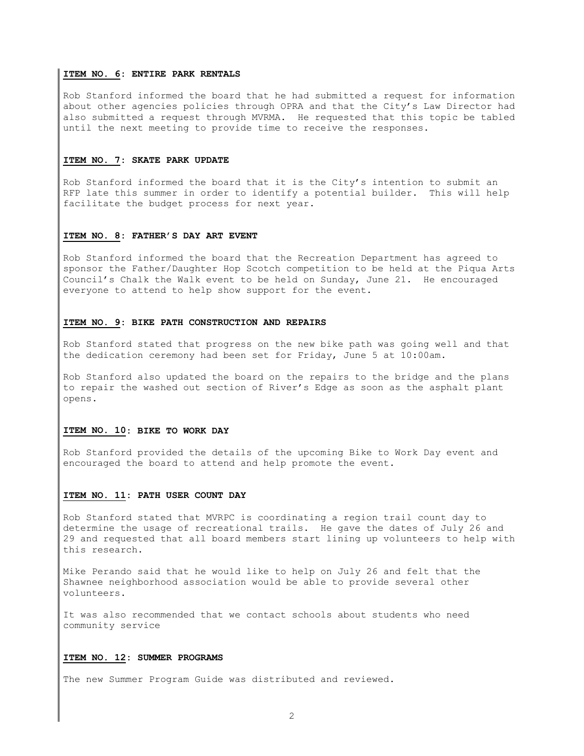**ITEM NO. 6: ENTIRE PARK RENTALS**

Rob Stanford informed the board that he had submitted a request for information about other agencies policies through OPRA and that the City's Law Director had also submitted a request through MVRMA. He requested that this topic be tabled until the next meeting to provide time to receive the responses.

**ITEM NO. 7: SKATE PARK UPDATE**

Rob Stanford informed the board that it is the City's intention to submit an RFP late this summer in order to identify a potential builder. This will help facilitate the budget process for next year.

**ITEM NO. 8: FATHER'S DAY ART EVENT**

Rob Stanford informed the board that the Recreation Department has agreed to sponsor the Father/Daughter Hop Scotch competition to be held at the Piqua Arts Council's Chalk the Walk event to be held on Sunday, June 21. He encouraged everyone to attend to help show support for the event.

**ITEM NO. 9: BIKE PATH CONSTRUCTION AND REPAIRS**

Rob Stanford stated that progress on the new bike path was going well and that the dedication ceremony had been set for Friday, June 5 at 10:00am.

Rob Stanford also updated the board on the repairs to the bridge and the plans to repair the washed out section of River's Edge as soon as the asphalt plant opens.

**ITEM NO. 10: BIKE TO WORK DAY**

Rob Stanford provided the details of the upcoming Bike to Work Day event and encouraged the board to attend and help promote the event.

**ITEM NO. 11: PATH USER COUNT DAY**

Rob Stanford stated that MVRPC is coordinating a region trail count day to determine the usage of recreational trails. He gave the dates of July 26 and 29 and requested that all board members start lining up volunteers to help with this research.

Mike Perando said that he would like to help on July 26 and felt that the Shawnee neighborhood association would be able to provide several other volunteers.

It was also recommended that we contact schools about students who need community service

**ITEM NO. 12: SUMMER PROGRAMS**

The new Summer Program Guide was distributed and reviewed.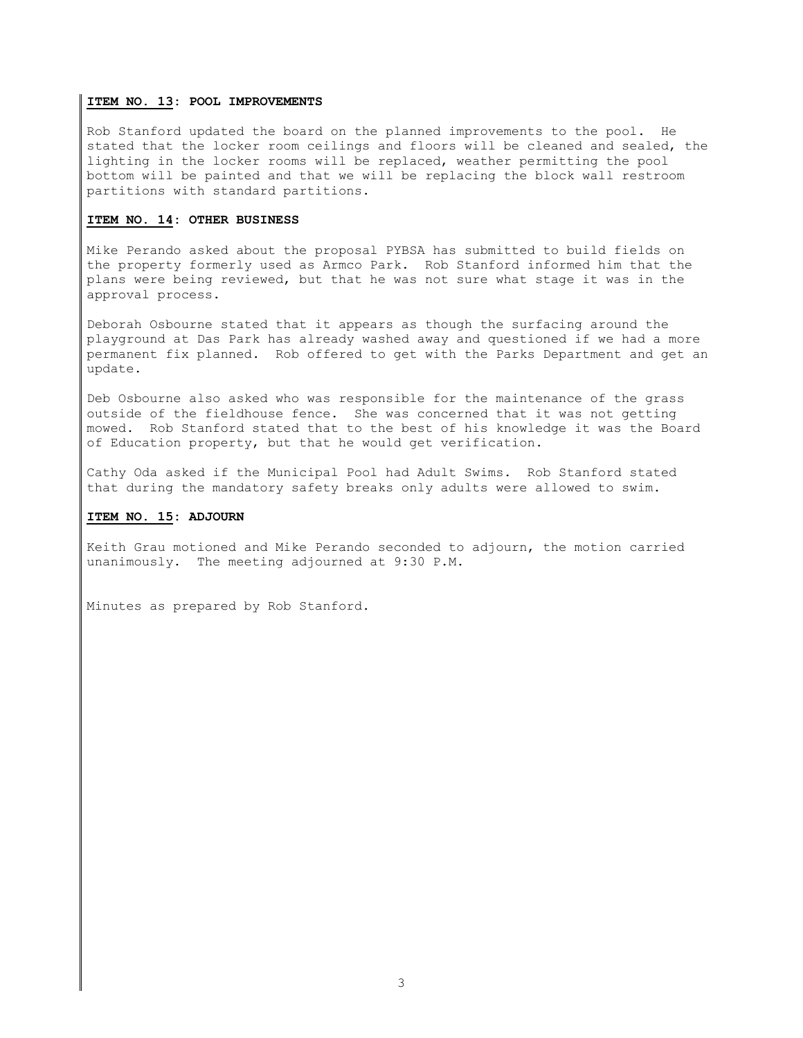**ITEM NO. 13: POOL IMPROVEMENTS**

Rob Stanford updated the board on the planned improvements to the pool. He stated that the locker room ceilings and floors will be cleaned and sealed, the lighting in the locker rooms will be replaced, weather permitting the pool bottom will be painted and that we will be replacing the block wall restroom partitions with standard partitions.

**ITEM NO. 14: OTHER BUSINESS**

Mike Perando asked about the proposal PYBSA has submitted to build fields on the property formerly used as Armco Park. Rob Stanford informed him that the plans were being reviewed, but that he was not sure what stage it was in the approval process.

Deborah Osbourne stated that it appears as though the surfacing around the playground at Das Park has already washed away and questioned if we had a more permanent fix planned. Rob offered to get with the Parks Department and get an update.

Deb Osbourne also asked who was responsible for the maintenance of the grass outside of the fieldhouse fence. She was concerned that it was not getting mowed. Rob Stanford stated that to the best of his knowledge it was the Board of Education property, but that he would get verification.

Cathy Oda asked if the Municipal Pool had Adult Swims. Rob Stanford stated that during the mandatory safety breaks only adults were allowed to swim.

**ITEM NO. 15: ADJOURN**

Keith Grau motioned and Mike Perando seconded to adjourn, the motion carried unanimously. The meeting adjourned at 9:30 P.M.

Minutes as prepared by Rob Stanford.